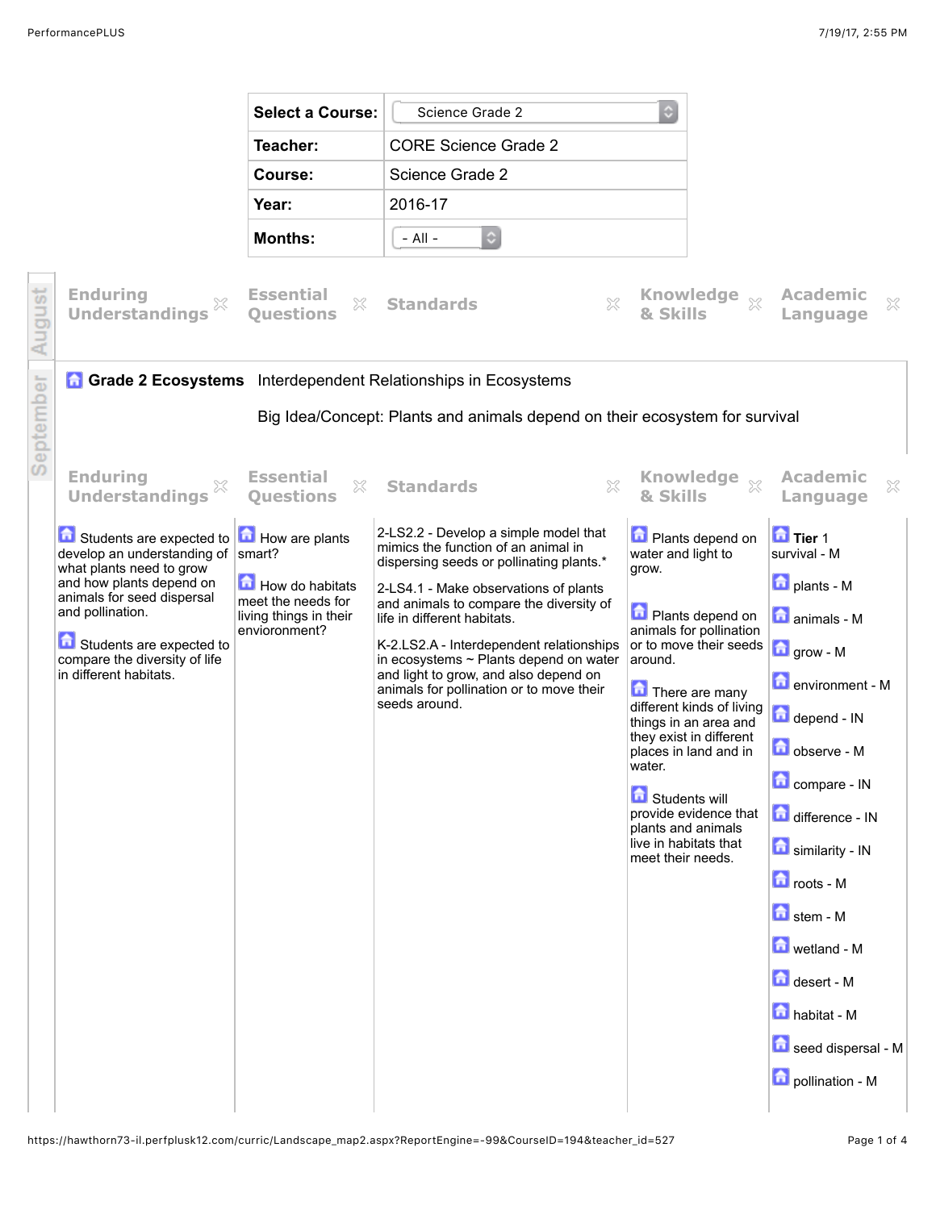| Select a Course: | Science Grade 2 |
| --- | --- |
| Teacher: | CORE Science Grade 2 |
| Course: | Science Grade 2 |
| Year: | 2016-17 |
| Months: | - All - |

**August**

| Enduring Understandings | Essential Questions | Standards | Knowledge & Skills | Academic Language |
| --- | --- | --- | --- | --- |

**September**

## Grade 2 Ecosystems

Interdependent Relationships in Ecosystems

Big Idea/Concept: Plants and animals depend on their ecosystem for survival

| Enduring Understandings | Essential Questions | Standards | Knowledge & Skills | Academic Language |
| --- | --- | --- | --- | --- |
| Students are expected to develop an understanding of what plants need to grow and how plants depend on animals for seed dispersal and pollination.<br><br>Students are expected to compare the diversity of life in different habitats. | How are plants smart?<br><br>How do habitats meet the needs for living things in their envioronment? | 2-LS2.2 - Develop a simple model that mimics the function of an animal in dispersing seeds or pollinating plants.*<br><br>2-LS4.1 - Make observations of plants and animals to compare the diversity of life in different habitats.<br><br>K-2.LS2.A - Interdependent relationships in ecosystems ~ Plants depend on water and light to grow, and also depend on animals for pollination or to move their seeds around. | Plants depend on water and light to grow.<br><br>Plants depend on animals for pollination or to move their seeds around.<br><br>There are many different kinds of living things in an area and they exist in different places in land and in water.<br><br>Students will provide evidence that plants and animals live in habitats that meet their needs. | **Tier** 1<br>survival - M<br><br>plants - M<br><br>animals - M<br><br>grow - M<br><br>environment - M<br><br>depend - IN<br><br>observe - M<br><br>compare - IN<br><br>difference - IN<br><br>similarity - IN<br><br>roots - M<br><br>stem - M<br><br>wetland - M<br><br>desert - M<br><br>habitat - M<br><br>seed dispersal - M<br><br>pollination - M |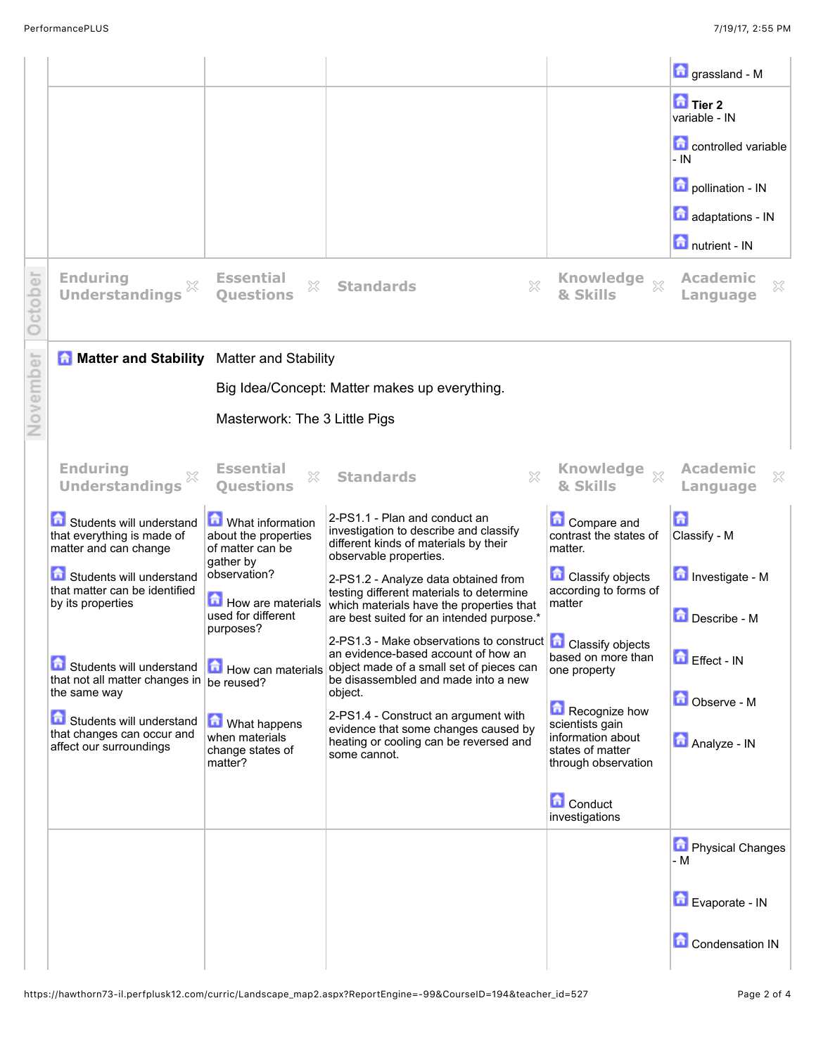| | | | | |
|---|---|---|---|---|
| | | | | grassland - M |
| | | | | **Tier 2** variable - IN<br><br>controlled variable - IN<br><br>pollination - IN<br><br>adaptations - IN<br><br>nutrient - IN |

October

| Enduring Understandings | Essential Questions | Standards | Knowledge & Skills | Academic Language |
|---|---|---|---|---|

November

**Matter and Stability**

Matter and Stability

Big Idea/Concept: Matter makes up everything.

Masterwork: The 3 Little Pigs

| Enduring Understandings | Essential Questions | Standards | Knowledge & Skills | Academic Language |
|---|---|---|---|---|
| Students will understand that everything is made of matter and can change<br><br>Students will understand that matter can be identified by its properties<br><br>Students will understand that not all matter changes in the same way<br><br>Students will understand that changes can occur and affect our surroundings | What information about the properties of matter can be gather by observation?<br><br>How are materials used for different purposes?<br><br>How can materials be reused?<br><br>What happens when materials change states of matter? | 2-PS1.1 - Plan and conduct an investigation to describe and classify different kinds of materials by their observable properties.<br><br>2-PS1.2 - Analyze data obtained from testing different materials to determine which materials have the properties that are best suited for an intended purpose.*<br><br>2-PS1.3 - Make observations to construct an evidence-based account of how an object made of a small set of pieces can be disassembled and made into a new object.<br><br>2-PS1.4 - Construct an argument with evidence that some changes caused by heating or cooling can be reversed and some cannot. | Compare and contrast the states of matter.<br><br>Classify objects according to forms of matter<br><br>Classify objects based on more than one property<br><br>Recognize how scientists gain information about states of matter through observation<br><br>Conduct investigations | Classify - M<br><br>Investigate - M<br><br>Describe - M<br><br>Effect - IN<br><br>Observe - M<br><br>Analyze - IN |
| | | | | Physical Changes - M<br><br>Evaporate - IN<br><br>Condensation IN |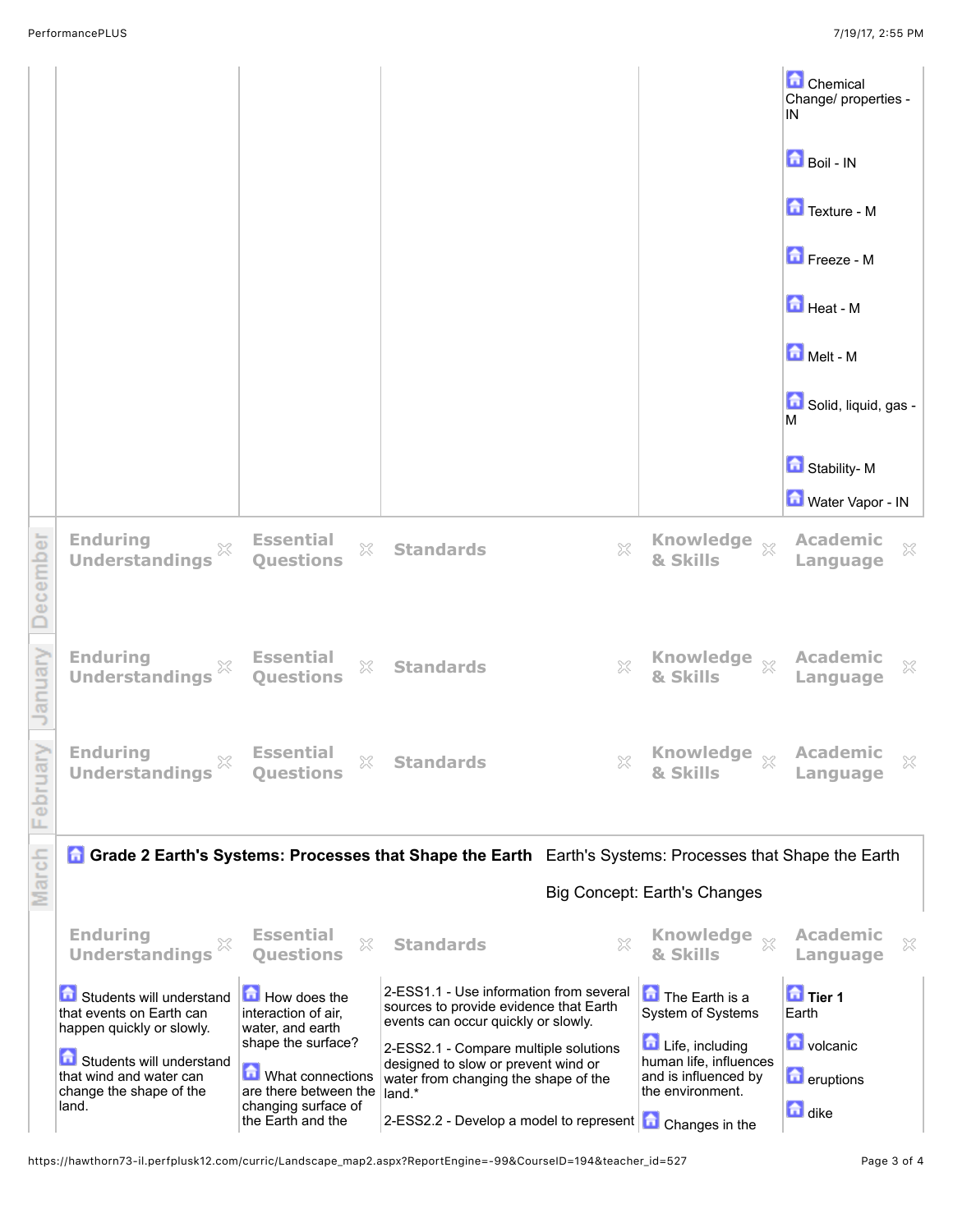| | Enduring Understandings | Essential Questions | Standards | Knowledge & Skills | Academic Language |
|---|---|---|---|---|---|
| | | | | | Chemical Change/ properties - IN<br><br>Boil - IN<br><br>Texture - M<br><br>Freeze - M<br><br>Heat - M<br><br>Melt - M<br><br>Solid, liquid, gas - M<br><br>Stability- M<br><br>Water Vapor - IN |
| December | | | | | |
| January | | | | | |
| February | | | | | |

**March**

## Grade 2 Earth's Systems: Processes that Shape the Earth

Earth's Systems: Processes that Shape the Earth

Big Concept: Earth's Changes

| Enduring Understandings | Essential Questions | Standards | Knowledge & Skills | Academic Language |
|---|---|---|---|---|
| Students will understand that events on Earth can happen quickly or slowly.<br><br>Students will understand that wind and water can change the shape of the land. | How does the interaction of air, water, and earth shape the surface?<br><br>What connections are there between the changing surface of the Earth and the | 2-ESS1.1 - Use information from several sources to provide evidence that Earth events can occur quickly or slowly.<br><br>2-ESS2.1 - Compare multiple solutions designed to slow or prevent wind or water from changing the shape of the land.*<br><br>2-ESS2.2 - Develop a model to represent | The Earth is a System of Systems<br><br>Life, including human life, influences and is influenced by the environment.<br><br>Changes in the | **Tier 1**<br>Earth<br><br>volcanic<br><br>eruptions<br><br>dike |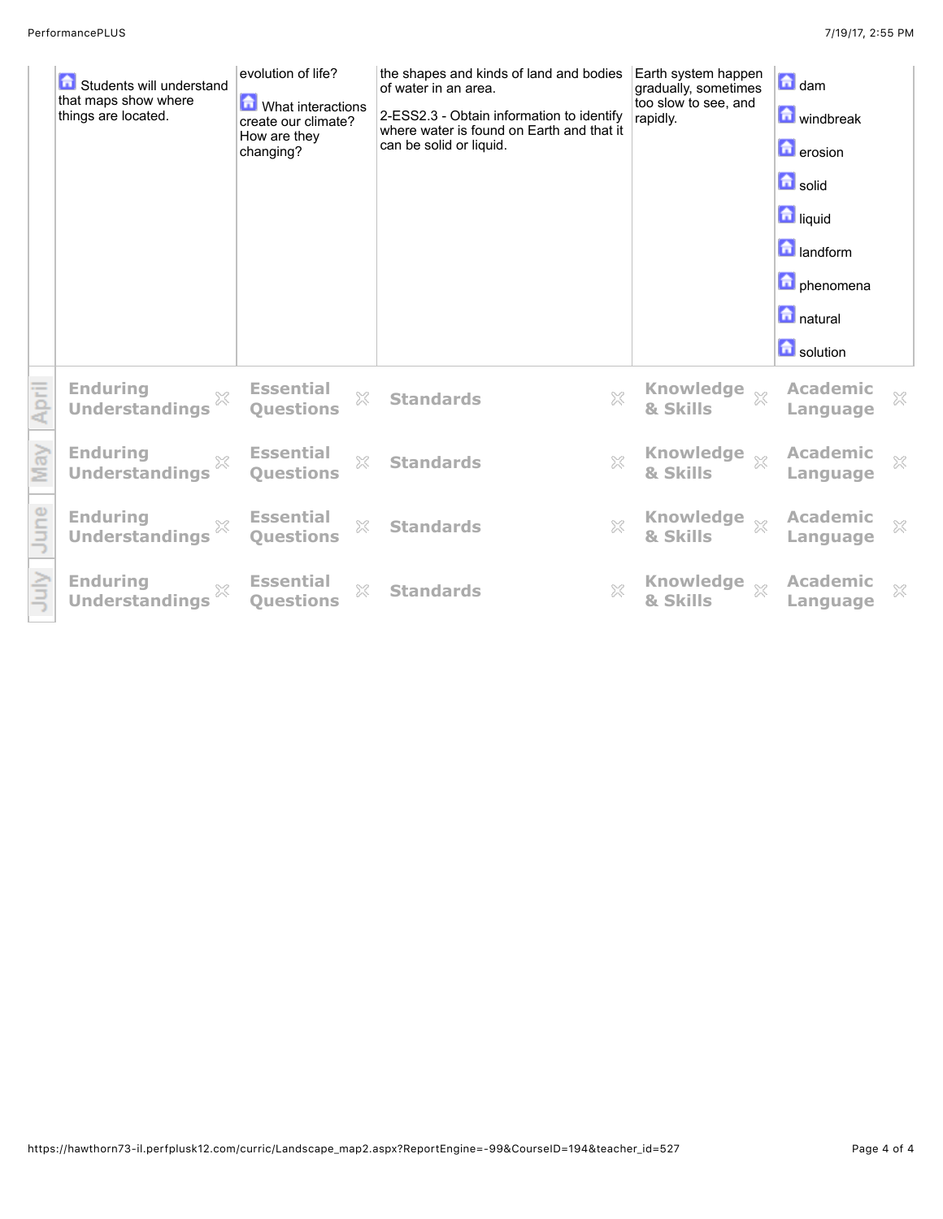| | Enduring Understandings | Essential Questions | Standards | Knowledge & Skills | Academic Language |
|---|---|---|---|---|---|
| | Students will understand that maps show where things are located. | evolution of life?<br><br>What interactions create our climate? How are they changing? | the shapes and kinds of land and bodies of water in an area.<br><br>2-ESS2.3 - Obtain information to identify where water is found on Earth and that it can be solid or liquid. | Earth system happen gradually, sometimes too slow to see, and rapidly. | dam<br>windbreak<br>erosion<br>solid<br>liquid<br>landform<br>phenomena<br>natural<br>solution |
| April | Enduring Understandings | Essential Questions | Standards | Knowledge & Skills | Academic Language |
| May | Enduring Understandings | Essential Questions | Standards | Knowledge & Skills | Academic Language |
| June | Enduring Understandings | Essential Questions | Standards | Knowledge & Skills | Academic Language |
| July | Enduring Understandings | Essential Questions | Standards | Knowledge & Skills | Academic Language |